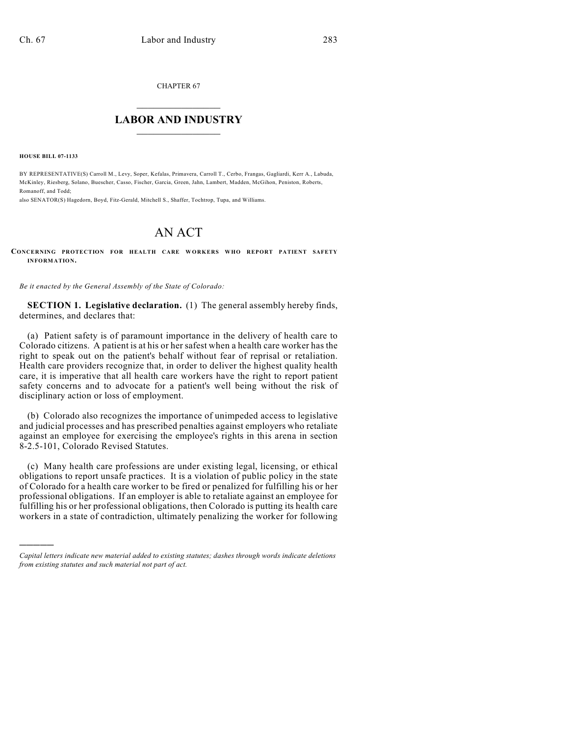CHAPTER 67

## LABOR AND INDUSTRY

**HOUSE BILL 07-1133**

BY REPRESENTATIVE(S) Carroll M., Levy, Soper, Kefalas, Primavera, Carroll T., Cerbo, Frangas, Gagliardi, Kerr A., Labuda, McKinley, Riesberg, Solano, Buescher, Casso, Fischer, Garcia, Green, Jahn, Lambert, Madden, McGihon, Peniston, Roberts, Romanoff, and Todd;
also SENATOR(S) Hagedorn, Boyd, Fitz-Gerald, Mitchell S., Shaffer, Tochtrop, Tupa, and Williams.

# AN ACT

**CONCERNING PROTECTION FOR HEALTH CARE WORKERS WHO REPORT PATIENT SAFETY INFORMATION.**

*Be it enacted by the General Assembly of the State of Colorado:*

**SECTION 1. Legislative declaration.** (1) The general assembly hereby finds, determines, and declares that:

(a) Patient safety is of paramount importance in the delivery of health care to Colorado citizens. A patient is at his or her safest when a health care worker has the right to speak out on the patient's behalf without fear of reprisal or retaliation. Health care providers recognize that, in order to deliver the highest quality health care, it is imperative that all health care workers have the right to report patient safety concerns and to advocate for a patient's well being without the risk of disciplinary action or loss of employment.

(b) Colorado also recognizes the importance of unimpeded access to legislative and judicial processes and has prescribed penalties against employers who retaliate against an employee for exercising the employee's rights in this arena in section 8-2.5-101, Colorado Revised Statutes.

(c) Many health care professions are under existing legal, licensing, or ethical obligations to report unsafe practices. It is a violation of public policy in the state of Colorado for a health care worker to be fired or penalized for fulfilling his or her professional obligations. If an employer is able to retaliate against an employee for fulfilling his or her professional obligations, then Colorado is putting its health care workers in a state of contradiction, ultimately penalizing the worker for following

---

*Capital letters indicate new material added to existing statutes; dashes through words indicate deletions from existing statutes and such material not part of act.*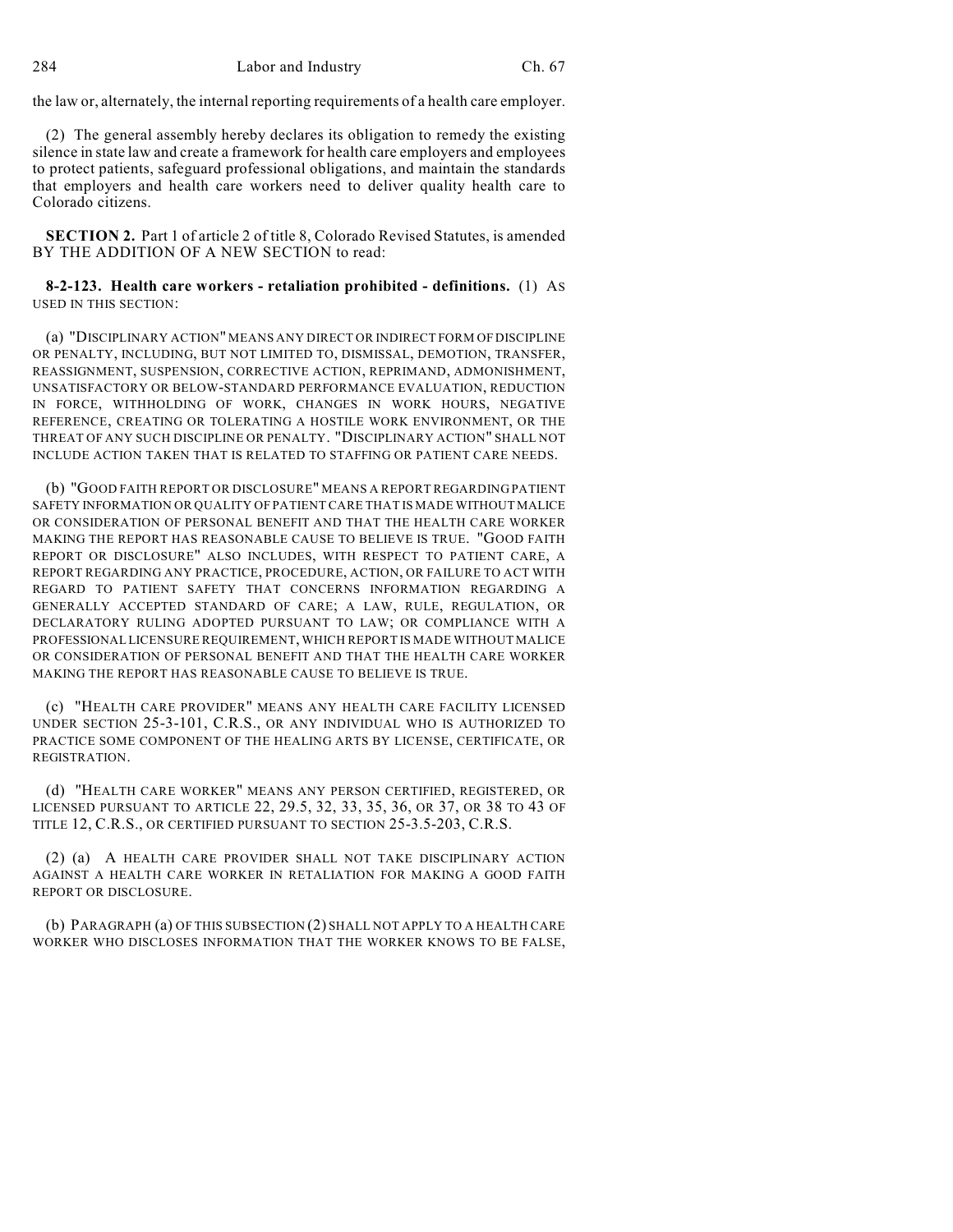the law or, alternately, the internal reporting requirements of a health care employer.

(2) The general assembly hereby declares its obligation to remedy the existing silence in state law and create a framework for health care employers and employees to protect patients, safeguard professional obligations, and maintain the standards that employers and health care workers need to deliver quality health care to Colorado citizens.

**SECTION 2.** Part 1 of article 2 of title 8, Colorado Revised Statutes, is amended BY THE ADDITION OF A NEW SECTION to read:

**8-2-123. Health care workers - retaliation prohibited - definitions.** (1) AS USED IN THIS SECTION:

(a) "DISCIPLINARY ACTION" MEANS ANY DIRECT OR INDIRECT FORM OF DISCIPLINE OR PENALTY, INCLUDING, BUT NOT LIMITED TO, DISMISSAL, DEMOTION, TRANSFER, REASSIGNMENT, SUSPENSION, CORRECTIVE ACTION, REPRIMAND, ADMONISHMENT, UNSATISFACTORY OR BELOW-STANDARD PERFORMANCE EVALUATION, REDUCTION IN FORCE, WITHHOLDING OF WORK, CHANGES IN WORK HOURS, NEGATIVE REFERENCE, CREATING OR TOLERATING A HOSTILE WORK ENVIRONMENT, OR THE THREAT OF ANY SUCH DISCIPLINE OR PENALTY. "DISCIPLINARY ACTION" SHALL NOT INCLUDE ACTION TAKEN THAT IS RELATED TO STAFFING OR PATIENT CARE NEEDS.

(b) "GOOD FAITH REPORT OR DISCLOSURE" MEANS A REPORT REGARDING PATIENT SAFETY INFORMATION OR QUALITY OF PATIENT CARE THAT IS MADE WITHOUT MALICE OR CONSIDERATION OF PERSONAL BENEFIT AND THAT THE HEALTH CARE WORKER MAKING THE REPORT HAS REASONABLE CAUSE TO BELIEVE IS TRUE. "GOOD FAITH REPORT OR DISCLOSURE" ALSO INCLUDES, WITH RESPECT TO PATIENT CARE, A REPORT REGARDING ANY PRACTICE, PROCEDURE, ACTION, OR FAILURE TO ACT WITH REGARD TO PATIENT SAFETY THAT CONCERNS INFORMATION REGARDING A GENERALLY ACCEPTED STANDARD OF CARE; A LAW, RULE, REGULATION, OR DECLARATORY RULING ADOPTED PURSUANT TO LAW; OR COMPLIANCE WITH A PROFESSIONAL LICENSURE REQUIREMENT, WHICH REPORT IS MADE WITHOUT MALICE OR CONSIDERATION OF PERSONAL BENEFIT AND THAT THE HEALTH CARE WORKER MAKING THE REPORT HAS REASONABLE CAUSE TO BELIEVE IS TRUE.

(c) "HEALTH CARE PROVIDER" MEANS ANY HEALTH CARE FACILITY LICENSED UNDER SECTION 25-3-101, C.R.S., OR ANY INDIVIDUAL WHO IS AUTHORIZED TO PRACTICE SOME COMPONENT OF THE HEALING ARTS BY LICENSE, CERTIFICATE, OR REGISTRATION.

(d) "HEALTH CARE WORKER" MEANS ANY PERSON CERTIFIED, REGISTERED, OR LICENSED PURSUANT TO ARTICLE 22, 29.5, 32, 33, 35, 36, OR 37, OR 38 TO 43 OF TITLE 12, C.R.S., OR CERTIFIED PURSUANT TO SECTION 25-3.5-203, C.R.S.

(2) (a) A HEALTH CARE PROVIDER SHALL NOT TAKE DISCIPLINARY ACTION AGAINST A HEALTH CARE WORKER IN RETALIATION FOR MAKING A GOOD FAITH REPORT OR DISCLOSURE.

(b) PARAGRAPH (a) OF THIS SUBSECTION (2) SHALL NOT APPLY TO A HEALTH CARE WORKER WHO DISCLOSES INFORMATION THAT THE WORKER KNOWS TO BE FALSE,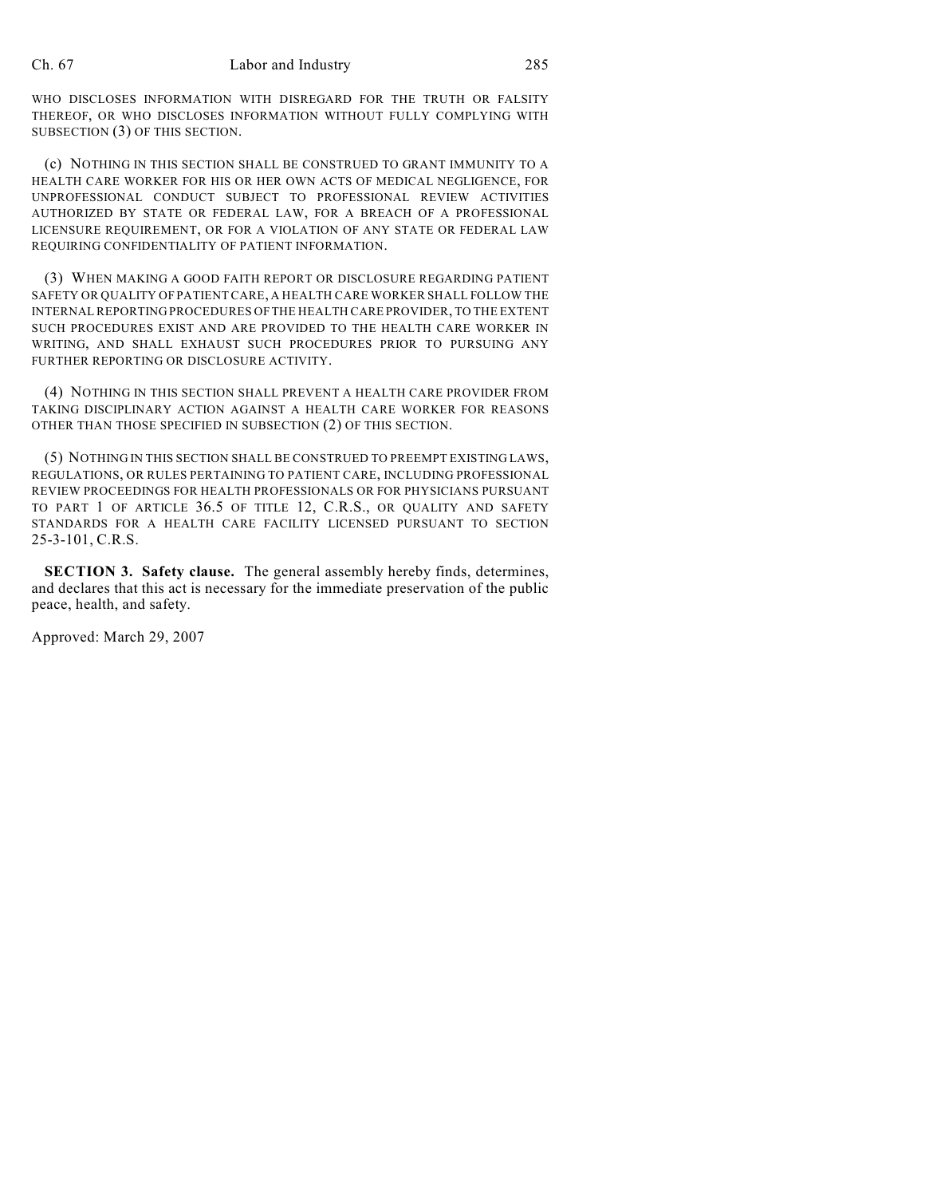WHO DISCLOSES INFORMATION WITH DISREGARD FOR THE TRUTH OR FALSITY THEREOF, OR WHO DISCLOSES INFORMATION WITHOUT FULLY COMPLYING WITH SUBSECTION (3) OF THIS SECTION.

(c) NOTHING IN THIS SECTION SHALL BE CONSTRUED TO GRANT IMMUNITY TO A HEALTH CARE WORKER FOR HIS OR HER OWN ACTS OF MEDICAL NEGLIGENCE, FOR UNPROFESSIONAL CONDUCT SUBJECT TO PROFESSIONAL REVIEW ACTIVITIES AUTHORIZED BY STATE OR FEDERAL LAW, FOR A BREACH OF A PROFESSIONAL LICENSURE REQUIREMENT, OR FOR A VIOLATION OF ANY STATE OR FEDERAL LAW REQUIRING CONFIDENTIALITY OF PATIENT INFORMATION.

(3) WHEN MAKING A GOOD FAITH REPORT OR DISCLOSURE REGARDING PATIENT SAFETY OR QUALITY OF PATIENT CARE, A HEALTH CARE WORKER SHALL FOLLOW THE INTERNAL REPORTING PROCEDURES OF THE HEALTH CARE PROVIDER, TO THE EXTENT SUCH PROCEDURES EXIST AND ARE PROVIDED TO THE HEALTH CARE WORKER IN WRITING, AND SHALL EXHAUST SUCH PROCEDURES PRIOR TO PURSUING ANY FURTHER REPORTING OR DISCLOSURE ACTIVITY.

(4) NOTHING IN THIS SECTION SHALL PREVENT A HEALTH CARE PROVIDER FROM TAKING DISCIPLINARY ACTION AGAINST A HEALTH CARE WORKER FOR REASONS OTHER THAN THOSE SPECIFIED IN SUBSECTION (2) OF THIS SECTION.

(5) NOTHING IN THIS SECTION SHALL BE CONSTRUED TO PREEMPT EXISTING LAWS, REGULATIONS, OR RULES PERTAINING TO PATIENT CARE, INCLUDING PROFESSIONAL REVIEW PROCEEDINGS FOR HEALTH PROFESSIONALS OR FOR PHYSICIANS PURSUANT TO PART 1 OF ARTICLE 36.5 OF TITLE 12, C.R.S., OR QUALITY AND SAFETY STANDARDS FOR A HEALTH CARE FACILITY LICENSED PURSUANT TO SECTION 25-3-101, C.R.S.

**SECTION 3. Safety clause.** The general assembly hereby finds, determines, and declares that this act is necessary for the immediate preservation of the public peace, health, and safety.

Approved: March 29, 2007